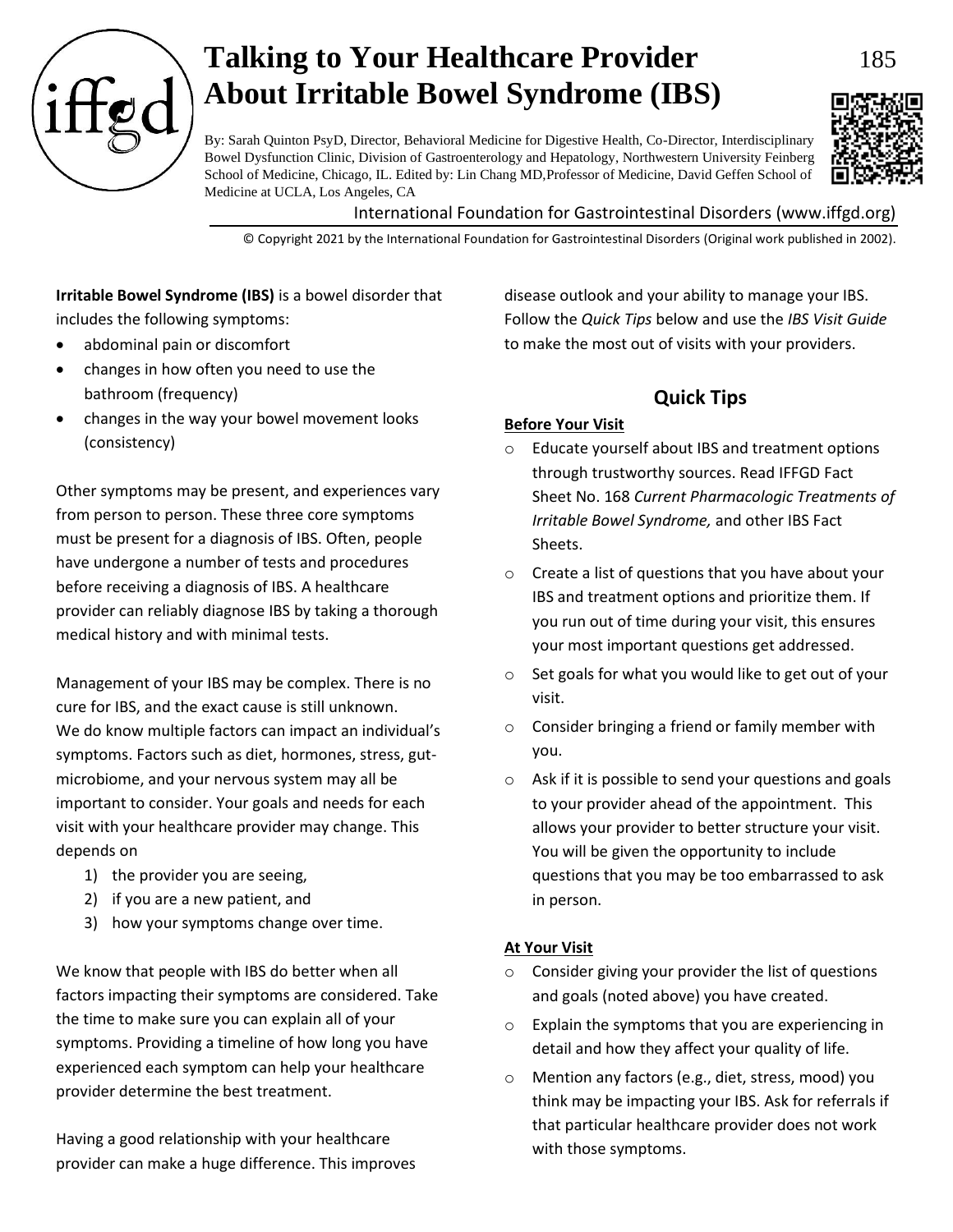# Talking to Your Healthcare Provider About Irritable Bowel Syndrome (IBS)

By: Sarah Quinton PsyD, Director, Behavioral Medicine for Digestive Health, Co-Director, Interdisciplinary Bowel Dysfunction Clinic, Division of Gastroenterology and Hepatology, Northwestern University Feinberg School of Medicine, Chicago, IL. Edited by: Lin Chang MD, Professor of Medicine, David Geffen School of Medicine at UCLA, Los Angeles, CA

International Foundation for Gastrointestinal Disorders (www.iffgd.org)

© Copyright 2021 by the International Foundation for Gastrointestinal Disorders (Original work published in 2002).

**Irritable Bowel Syndrome (IBS)** is a bowel disorder that includes the following symptoms:

- abdominal pain or discomfort
- changes in how often you need to use the bathroom (frequency)
- changes in the way your bowel movement looks (consistency)

Other symptoms may be present, and experiences vary from person to person. These three core symptoms must be present for a diagnosis of IBS. Often, people have undergone a number of tests and procedures before receiving a diagnosis of IBS. A healthcare provider can reliably diagnose IBS by taking a thorough medical history and with minimal tests.

Management of your IBS may be complex. There is no cure for IBS, and the exact cause is still unknown. We do know multiple factors can impact an individual's symptoms. Factors such as diet, hormones, stress, gut-microbiome, and your nervous system may all be important to consider. Your goals and needs for each visit with your healthcare provider may change. This depends on

1) the provider you are seeing,
2) if you are a new patient, and
3) how your symptoms change over time.

We know that people with IBS do better when all factors impacting their symptoms are considered. Take the time to make sure you can explain all of your symptoms. Providing a timeline of how long you have experienced each symptom can help your healthcare provider determine the best treatment.

Having a good relationship with your healthcare provider can make a huge difference. This improves disease outlook and your ability to manage your IBS. Follow the *Quick Tips* below and use the *IBS Visit Guide* to make the most out of visits with your providers.

## Quick Tips

**Before Your Visit**

- Educate yourself about IBS and treatment options through trustworthy sources. Read IFFGD Fact Sheet No. 168 *Current Pharmacologic Treatments of Irritable Bowel Syndrome,* and other IBS Fact Sheets.
- Create a list of questions that you have about your IBS and treatment options and prioritize them. If you run out of time during your visit, this ensures your most important questions get addressed.
- Set goals for what you would like to get out of your visit.
- Consider bringing a friend or family member with you.
- Ask if it is possible to send your questions and goals to your provider ahead of the appointment. This allows your provider to better structure your visit. You will be given the opportunity to include questions that you may be too embarrassed to ask in person.

**At Your Visit**

- Consider giving your provider the list of questions and goals (noted above) you have created.
- Explain the symptoms that you are experiencing in detail and how they affect your quality of life.
- Mention any factors (e.g., diet, stress, mood) you think may be impacting your IBS. Ask for referrals if that particular healthcare provider does not work with those symptoms.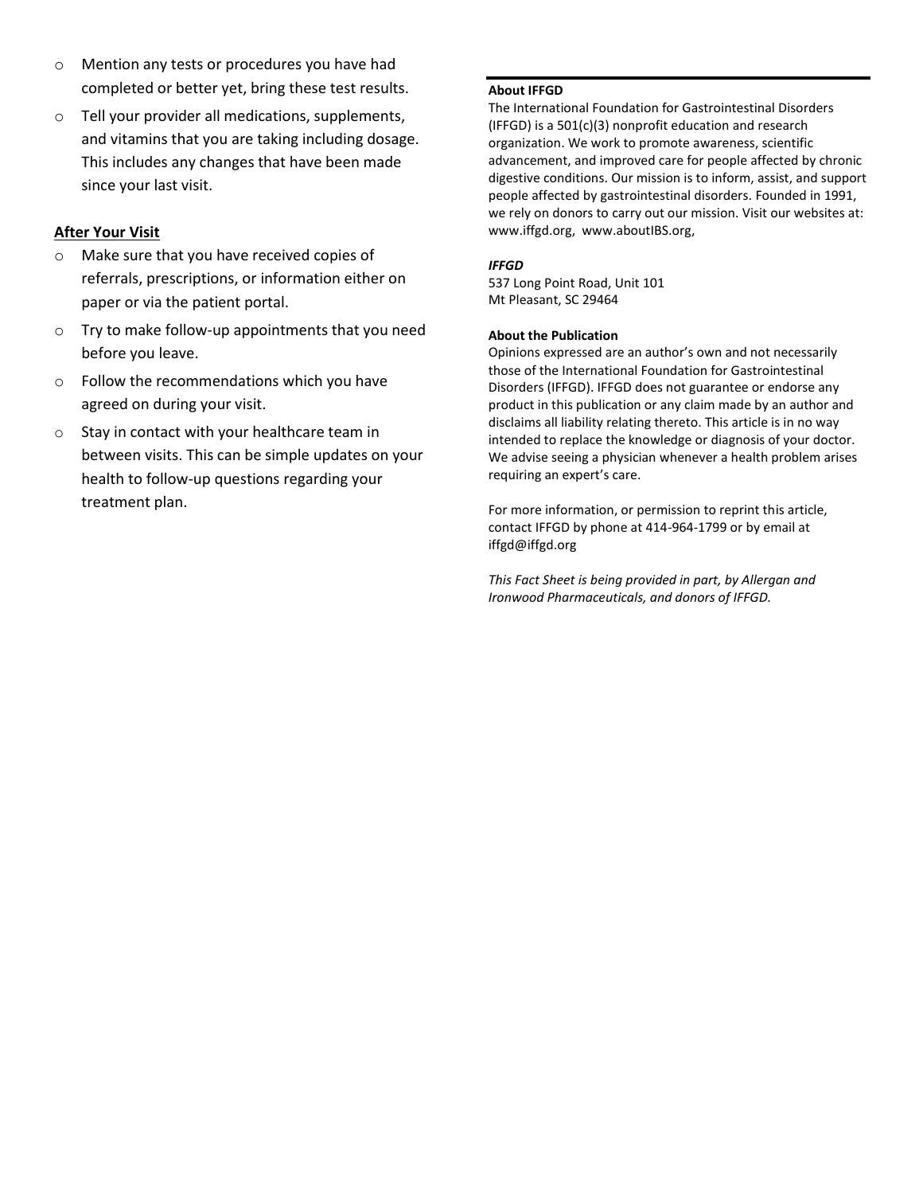- Mention any tests or procedures you have had completed or better yet, bring these test results.
- Tell your provider all medications, supplements, and vitamins that you are taking including dosage. This includes any changes that have been made since your last visit.

**After Your Visit**

- Make sure that you have received copies of referrals, prescriptions, or information either on paper or via the patient portal.
- Try to make follow-up appointments that you need before you leave.
- Follow the recommendations which you have agreed on during your visit.
- Stay in contact with your healthcare team in between visits. This can be simple updates on your health to follow-up questions regarding your treatment plan.

---

**About IFFGD**

The International Foundation for Gastrointestinal Disorders (IFFGD) is a 501(c)(3) nonprofit education and research organization. We work to promote awareness, scientific advancement, and improved care for people affected by chronic digestive conditions. Our mission is to inform, assist, and support people affected by gastrointestinal disorders. Founded in 1991, we rely on donors to carry out our mission. Visit our websites at: www.iffgd.org, www.aboutIBS.org,

***IFFGD***

537 Long Point Road, Unit 101
Mt Pleasant, SC 29464

**About the Publication**

Opinions expressed are an author's own and not necessarily those of the International Foundation for Gastrointestinal Disorders (IFFGD). IFFGD does not guarantee or endorse any product in this publication or any claim made by an author and disclaims all liability relating thereto. This article is in no way intended to replace the knowledge or diagnosis of your doctor. We advise seeing a physician whenever a health problem arises requiring an expert's care.

For more information, or permission to reprint this article, contact IFFGD by phone at 414-964-1799 or by email at iffgd@iffgd.org

*This Fact Sheet is being provided in part, by Allergan and Ironwood Pharmaceuticals, and donors of IFFGD.*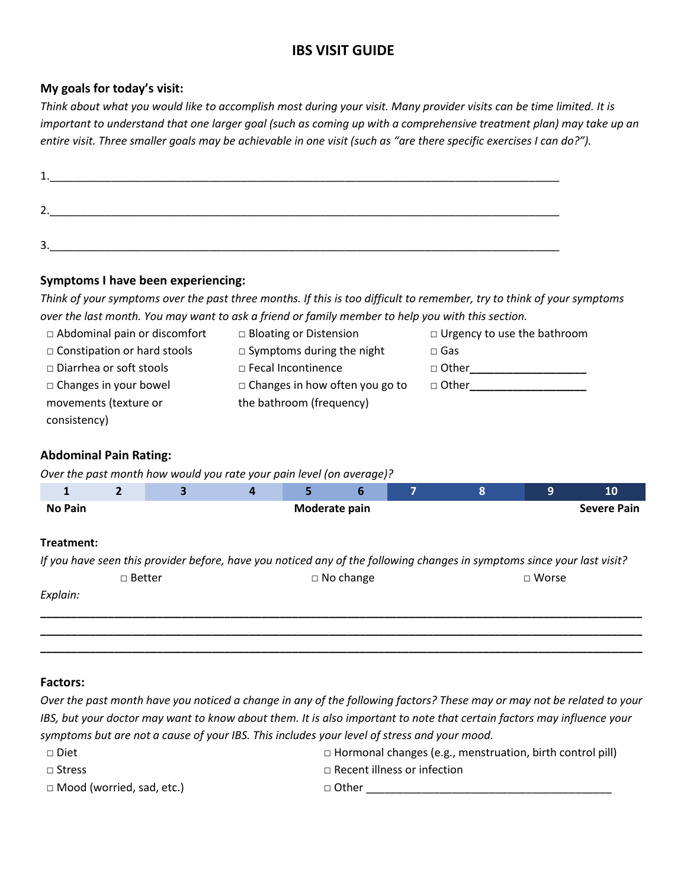# IBS VISIT GUIDE

### My goals for today's visit:

*Think about what you would like to accomplish most during your visit. Many provider visits can be time limited. It is important to understand that one larger goal (such as coming up with a comprehensive treatment plan) may take up an entire visit. Three smaller goals may be achievable in one visit (such as "are there specific exercises I can do?").*

1.______________________________________________________________________________

2.______________________________________________________________________________

3.______________________________________________________________________________

### Symptoms I have been experiencing:

*Think of your symptoms over the past three months. If this is too difficult to remember, try to think of your symptoms over the last month. You may want to ask a friend or family member to help you with this section.*

- □ Abdominal pain or discomfort
- □ Constipation or hard stools
- □ Diarrhea or soft stools
- □ Changes in your bowel movements (texture or consistency)
- □ Bloating or Distension
- □ Symptoms during the night
- □ Fecal Incontinence
- □ Changes in how often you go to the bathroom (frequency)
- □ Urgency to use the bathroom
- □ Gas
- □ Other___________________
- □ Other___________________

### Abdominal Pain Rating:

*Over the past month how would you rate your pain level (on average)?*

| 1 | 2 | 3 | 4 | 5 | 6 | 7 | 8 | 9 | 10 |
|---|---|---|---|---|---|---|---|---|---|
| No Pain | | | | Moderate pain | | | | | Severe Pain |

### Treatment:

*If you have seen this provider before, have you noticed any of the following changes in symptoms since your last visit?*

□ Better □ No change □ Worse

*Explain:*

_______________________________________________________________________________

_______________________________________________________________________________

_______________________________________________________________________________

### Factors:

*Over the past month have you noticed a change in any of the following factors? These may or may not be related to your IBS, but your doctor may want to know about them. It is also important to note that certain factors may influence your symptoms but are not a cause of your IBS. This includes your level of stress and your mood.*

- □ Diet
- □ Stress
- □ Mood (worried, sad, etc.)
- □ Hormonal changes (e.g., menstruation, birth control pill)
- □ Recent illness or infection
- □ Other ________________________________________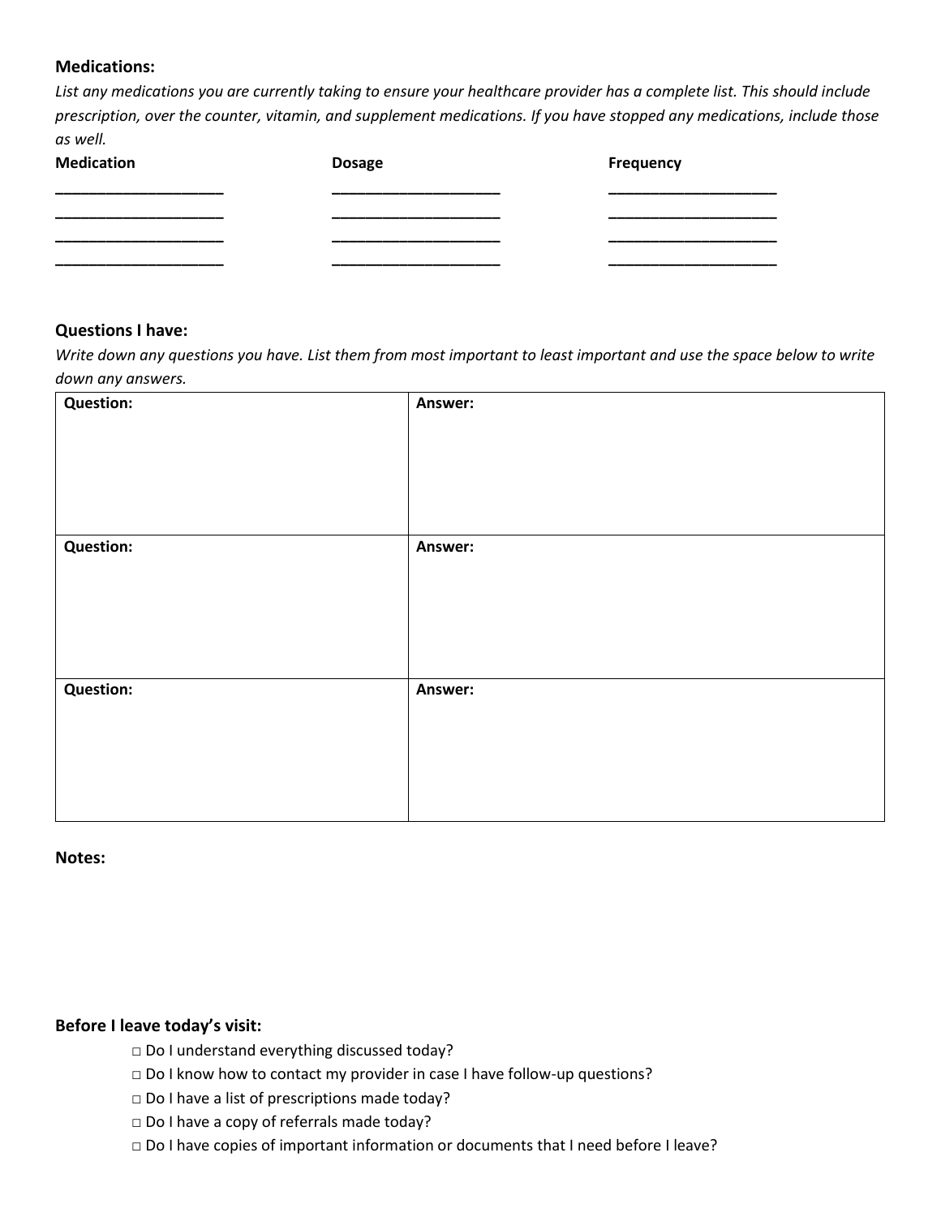**Medications:**

*List any medications you are currently taking to ensure your healthcare provider has a complete list. This should include prescription, over the counter, vitamin, and supplement medications. If you have stopped any medications, include those as well.*

| Medication | Dosage | Frequency |
|---|---|---|
| ____________________ | ____________________ | ____________________ |
| ____________________ | ____________________ | ____________________ |
| ____________________ | ____________________ | ____________________ |
| ____________________ | ____________________ | ____________________ |

**Questions I have:**

*Write down any questions you have. List them from most important to least important and use the space below to write down any answers.*

| Question: | Answer: |
|---|---|
| Question: | Answer: |
| Question: | Answer: |

**Notes:**

**Before I leave today's visit:**

- □ Do I understand everything discussed today?
- □ Do I know how to contact my provider in case I have follow-up questions?
- □ Do I have a list of prescriptions made today?
- □ Do I have a copy of referrals made today?
- □ Do I have copies of important information or documents that I need before I leave?